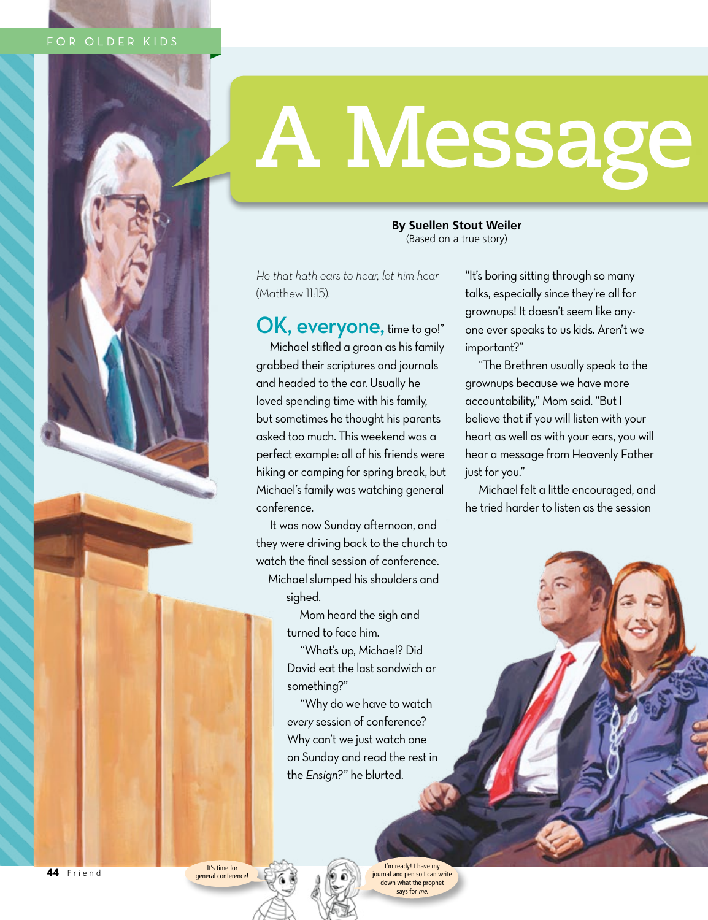FOR OLDER KIDS

# A Message

**By Suellen Stout Weiler**
(Based on a true story)

*He that hath ears to hear, let him hear* (Matthew 11:15).

**OK, everyone,** time to go!"

Michael stifled a groan as his family grabbed their scriptures and journals and headed to the car. Usually he loved spending time with his family, but sometimes he thought his parents asked too much. This weekend was a perfect example: all of his friends were hiking or camping for spring break, but Michael's family was watching general conference.

It was now Sunday afternoon, and they were driving back to the church to watch the final session of conference. Michael slumped his shoulders and sighed.

Mom heard the sigh and turned to face him.

"What's up, Michael? Did David eat the last sandwich or something?"

"Why do we have to watch *every* session of conference? Why can't we just watch one on Sunday and read the rest in the *Ensign?*" he blurted. "It's boring sitting through so many talks, especially since they're all for grownups! It doesn't seem like anyone ever speaks to us kids. Aren't we important?"

"The Brethren usually speak to the grownups because we have more accountability," Mom said. "But I believe that if you will listen with your heart as well as with your ears, you will hear a message from Heavenly Father just for you."

Michael felt a little encouraged, and he tried harder to listen as the session

It's time for general conference!

I'm ready! I have my journal and pen so I can write down what the prophet says for *me*.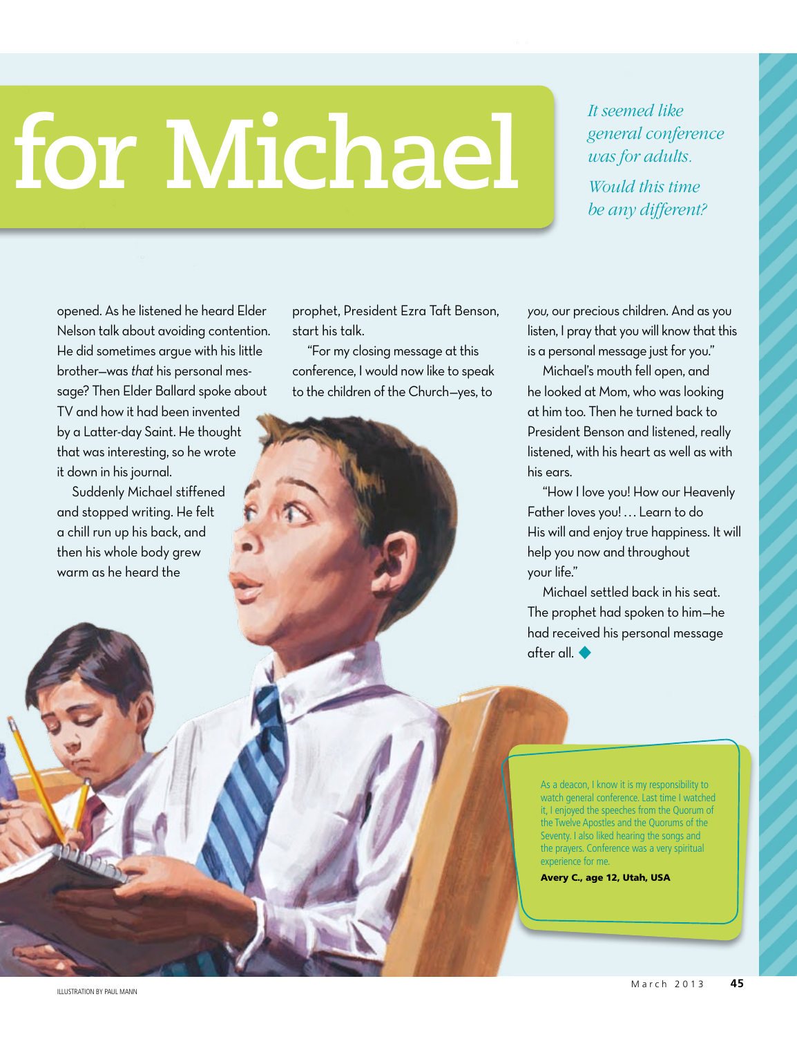# for Michael

*It seemed like general conference was for adults.*

*Would this time be any different?*

opened. As he listened he heard Elder Nelson talk about avoiding contention. He did sometimes argue with his little brother—was *that* his personal message? Then Elder Ballard spoke about TV and how it had been invented by a Latter-day Saint. He thought that was interesting, so he wrote it down in his journal.

Suddenly Michael stiffened and stopped writing. He felt a chill run up his back, and then his whole body grew warm as he heard the prophet, President Ezra Taft Benson, start his talk.

"For my closing message at this conference, I would now like to speak to the children of the Church—yes, to *you,* our precious children. And as you listen, I pray that you will know that this is a personal message just for you."

Michael's mouth fell open, and he looked at Mom, who was looking at him too. Then he turned back to President Benson and listened, really listened, with his heart as well as with his ears.

"How I love you! How our Heavenly Father loves you! . . . Learn to do His will and enjoy true happiness. It will help you now and throughout your life."

Michael settled back in his seat. The prophet had spoken to him—he had received his personal message after all. ◆

As a deacon, I know it is my responsibility to watch general conference. Last time I watched it, I enjoyed the speeches from the Quorum of the Twelve Apostles and the Quorums of the Seventy. I also liked hearing the songs and the prayers. Conference was a very spiritual experience for me.

**Avery C., age 12, Utah, USA**

ILLUSTRATION BY PAUL MANN